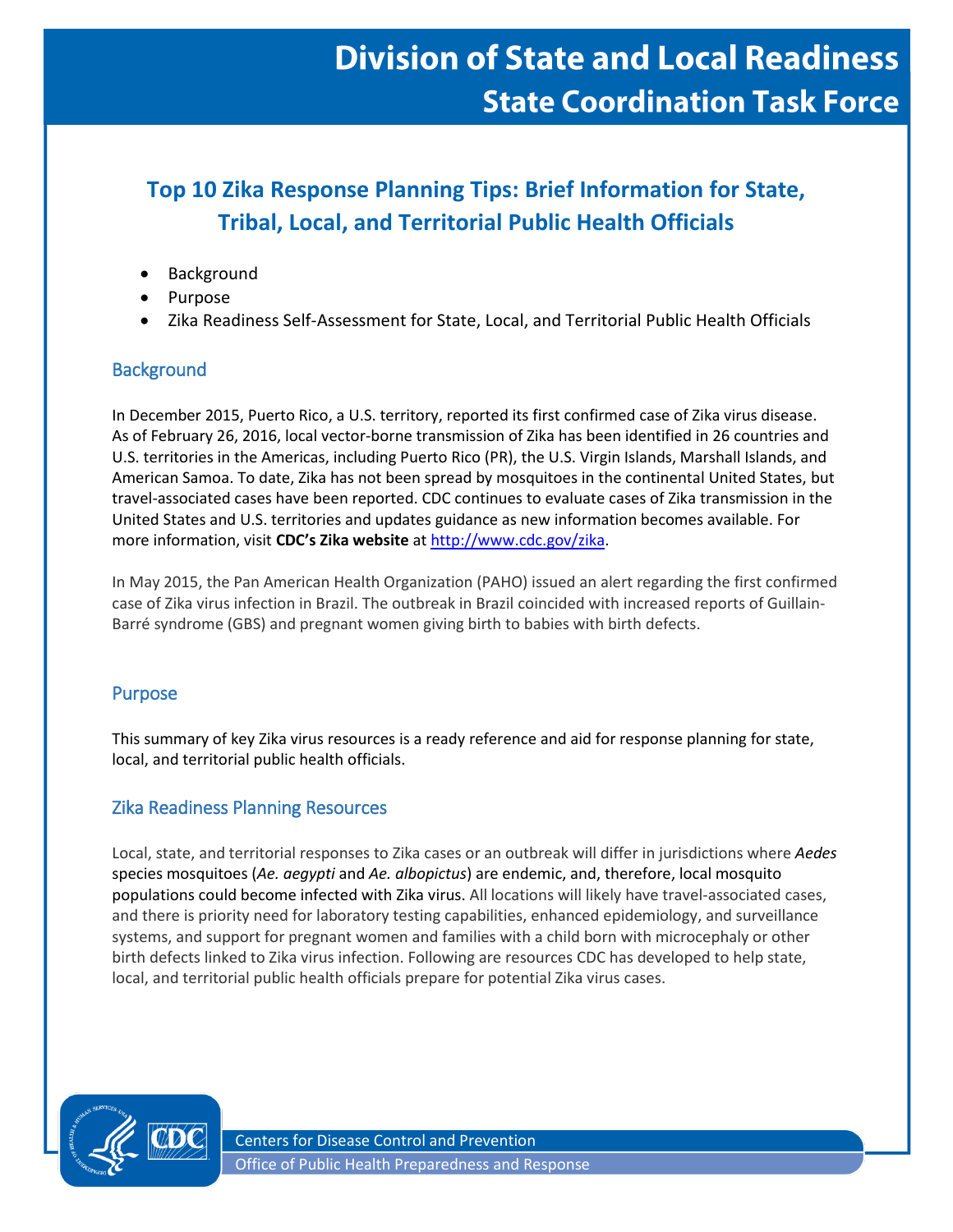# Division of State and Local Readiness
## State Coordination Task Force

## Top 10 Zika Response Planning Tips: Brief Information for State, Tribal, Local, and Territorial Public Health Officials

- Background
- Purpose
- Zika Readiness Self-Assessment for State, Local, and Territorial Public Health Officials

### Background

In December 2015, Puerto Rico, a U.S. territory, reported its first confirmed case of Zika virus disease. As of February 26, 2016, local vector-borne transmission of Zika has been identified in 26 countries and U.S. territories in the Americas, including Puerto Rico (PR), the U.S. Virgin Islands, Marshall Islands, and American Samoa. To date, Zika has not been spread by mosquitoes in the continental United States, but travel-associated cases have been reported. CDC continues to evaluate cases of Zika transmission in the United States and U.S. territories and updates guidance as new information becomes available. For more information, visit **CDC's Zika website** at http://www.cdc.gov/zika.

In May 2015, the Pan American Health Organization (PAHO) issued an alert regarding the first confirmed case of Zika virus infection in Brazil. The outbreak in Brazil coincided with increased reports of Guillain-Barré syndrome (GBS) and pregnant women giving birth to babies with birth defects.

### Purpose

This summary of key Zika virus resources is a ready reference and aid for response planning for state, local, and territorial public health officials.

### Zika Readiness Planning Resources

Local, state, and territorial responses to Zika cases or an outbreak will differ in jurisdictions where *Aedes* species mosquitoes (*Ae. aegypti* and *Ae. albopictus*) are endemic, and, therefore, local mosquito populations could become infected with Zika virus. All locations will likely have travel-associated cases, and there is priority need for laboratory testing capabilities, enhanced epidemiology, and surveillance systems, and support for pregnant women and families with a child born with microcephaly or other birth defects linked to Zika virus infection. Following are resources CDC has developed to help state, local, and territorial public health officials prepare for potential Zika virus cases.

Centers for Disease Control and Prevention
Office of Public Health Preparedness and Response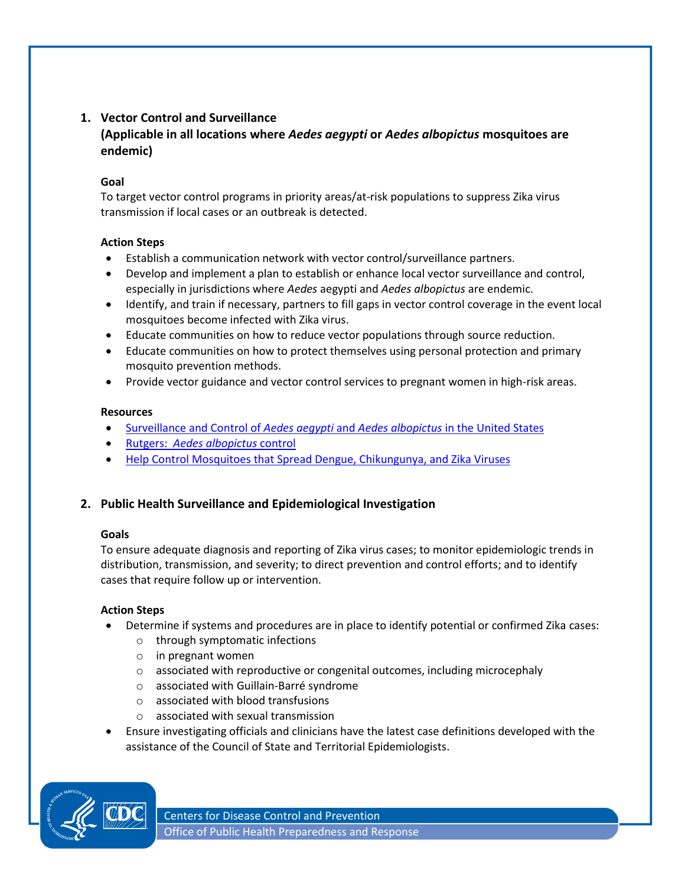## 1. Vector Control and Surveillance

**(Applicable in all locations where *Aedes aegypti* or *Aedes albopictus* mosquitoes are endemic)**

### Goal

To target vector control programs in priority areas/at-risk populations to suppress Zika virus transmission if local cases or an outbreak is detected.

### Action Steps

- Establish a communication network with vector control/surveillance partners.
- Develop and implement a plan to establish or enhance local vector surveillance and control, especially in jurisdictions where *Aedes* aegypti and *Aedes albopictus* are endemic.
- Identify, and train if necessary, partners to fill gaps in vector control coverage in the event local mosquitoes become infected with Zika virus.
- Educate communities on how to reduce vector populations through source reduction.
- Educate communities on how to protect themselves using personal protection and primary mosquito prevention methods.
- Provide vector guidance and vector control services to pregnant women in high-risk areas.

### Resources

- Surveillance and Control of *Aedes aegypti* and *Aedes albopictus* in the United States
- Rutgers: *Aedes albopictus* control
- Help Control Mosquitoes that Spread Dengue, Chikungunya, and Zika Viruses

## 2. Public Health Surveillance and Epidemiological Investigation

### Goals

To ensure adequate diagnosis and reporting of Zika virus cases; to monitor epidemiologic trends in distribution, transmission, and severity; to direct prevention and control efforts; and to identify cases that require follow up or intervention.

### Action Steps

- Determine if systems and procedures are in place to identify potential or confirmed Zika cases:
  - through symptomatic infections
  - in pregnant women
  - associated with reproductive or congenital outcomes, including microcephaly
  - associated with Guillain-Barré syndrome
  - associated with blood transfusions
  - associated with sexual transmission
- Ensure investigating officials and clinicians have the latest case definitions developed with the assistance of the Council of State and Territorial Epidemiologists.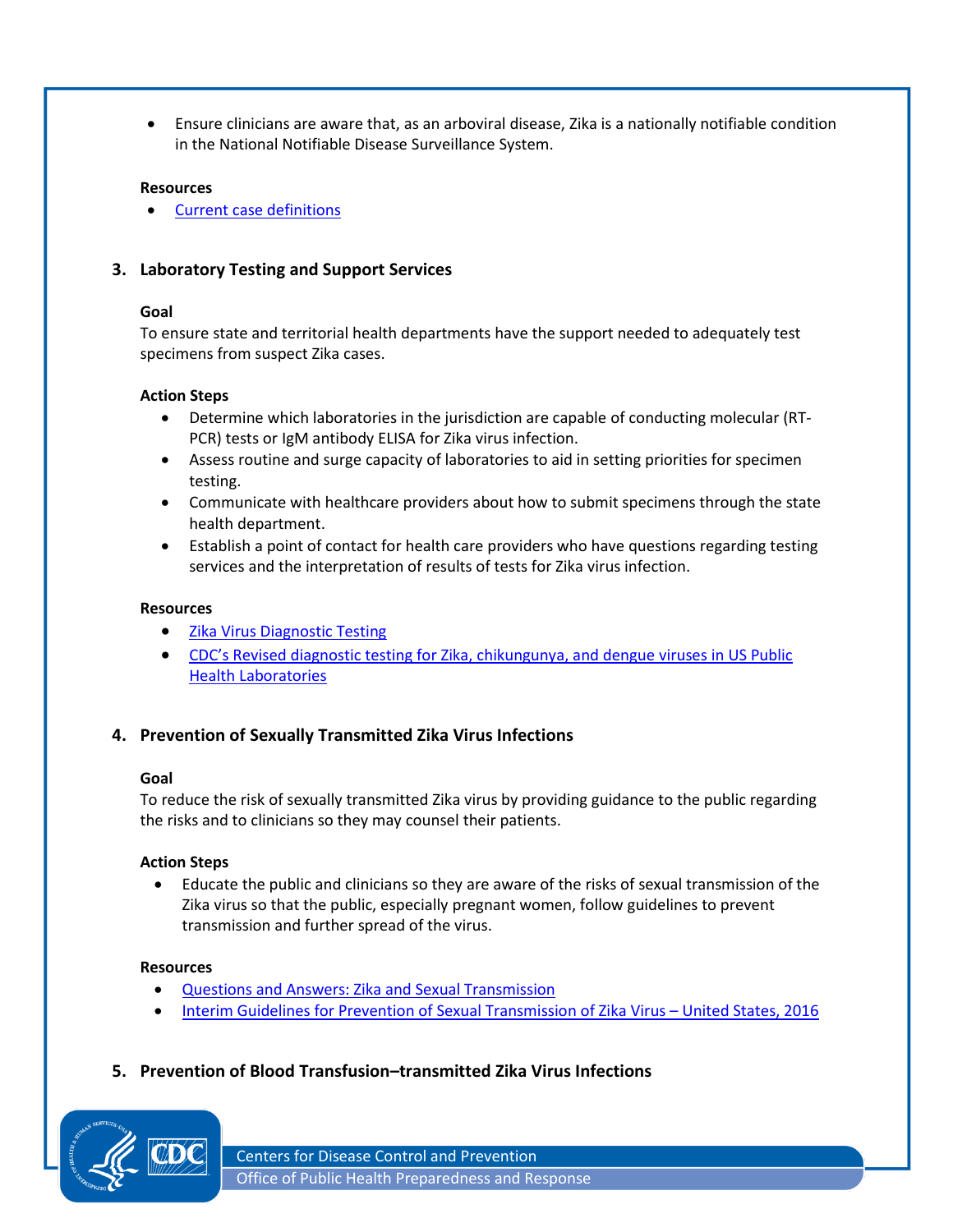- Ensure clinicians are aware that, as an arboviral disease, Zika is a nationally notifiable condition in the National Notifiable Disease Surveillance System.

**Resources**

- Current case definitions

## 3. Laboratory Testing and Support Services

**Goal**

To ensure state and territorial health departments have the support needed to adequately test specimens from suspect Zika cases.

**Action Steps**

- Determine which laboratories in the jurisdiction are capable of conducting molecular (RT-PCR) tests or IgM antibody ELISA for Zika virus infection.
- Assess routine and surge capacity of laboratories to aid in setting priorities for specimen testing.
- Communicate with healthcare providers about how to submit specimens through the state health department.
- Establish a point of contact for health care providers who have questions regarding testing services and the interpretation of results of tests for Zika virus infection.

**Resources**

- Zika Virus Diagnostic Testing
- CDC's Revised diagnostic testing for Zika, chikungunya, and dengue viruses in US Public Health Laboratories

## 4. Prevention of Sexually Transmitted Zika Virus Infections

**Goal**

To reduce the risk of sexually transmitted Zika virus by providing guidance to the public regarding the risks and to clinicians so they may counsel their patients.

**Action Steps**

- Educate the public and clinicians so they are aware of the risks of sexual transmission of the Zika virus so that the public, especially pregnant women, follow guidelines to prevent transmission and further spread of the virus.

**Resources**

- Questions and Answers: Zika and Sexual Transmission
- Interim Guidelines for Prevention of Sexual Transmission of Zika Virus – United States, 2016

## 5. Prevention of Blood Transfusion–transmitted Zika Virus Infections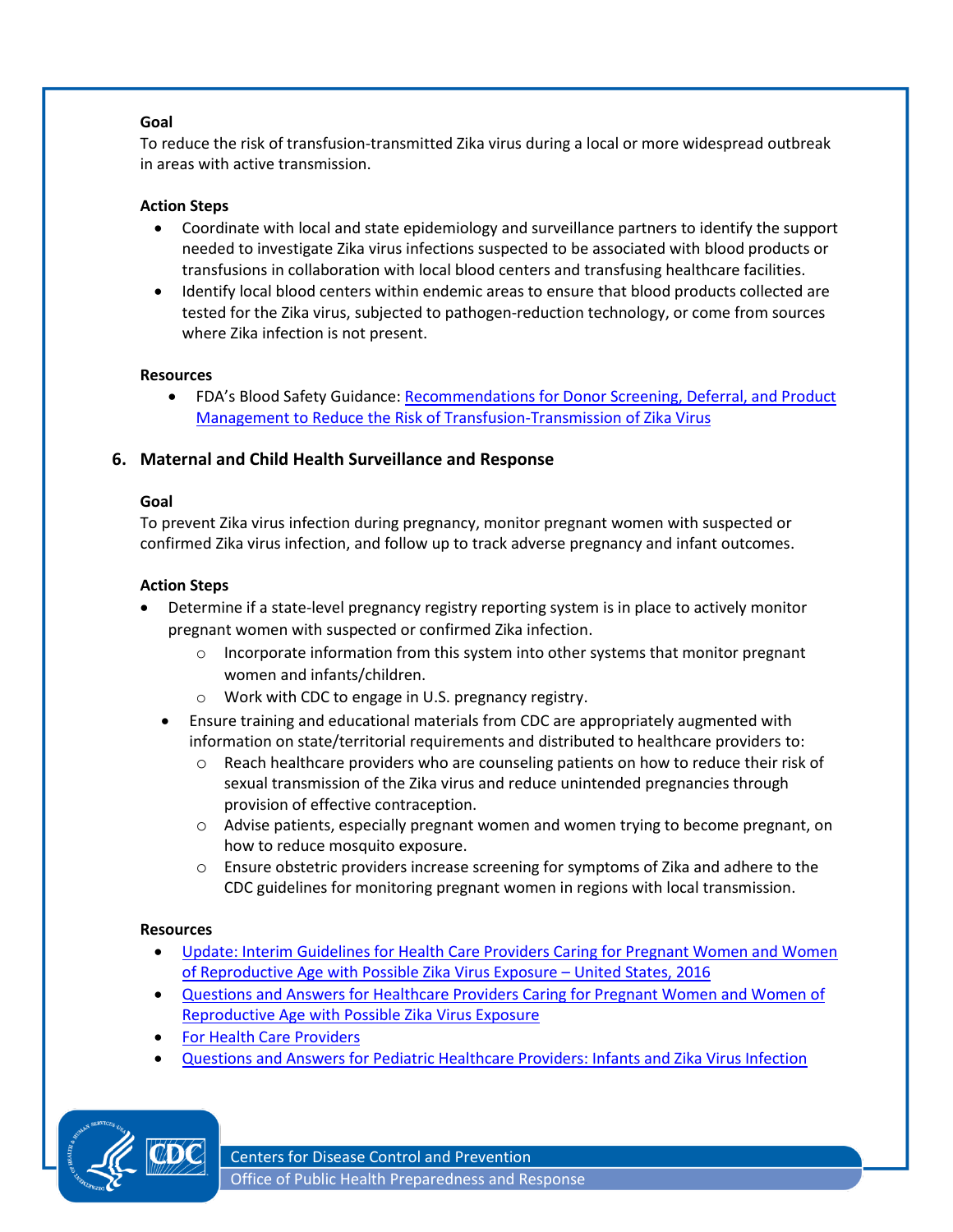**Goal**

To reduce the risk of transfusion-transmitted Zika virus during a local or more widespread outbreak in areas with active transmission.

**Action Steps**

- Coordinate with local and state epidemiology and surveillance partners to identify the support needed to investigate Zika virus infections suspected to be associated with blood products or transfusions in collaboration with local blood centers and transfusing healthcare facilities.
- Identify local blood centers within endemic areas to ensure that blood products collected are tested for the Zika virus, subjected to pathogen-reduction technology, or come from sources where Zika infection is not present.

**Resources**

- FDA's Blood Safety Guidance: Recommendations for Donor Screening, Deferral, and Product Management to Reduce the Risk of Transfusion-Transmission of Zika Virus

## 6. Maternal and Child Health Surveillance and Response

**Goal**

To prevent Zika virus infection during pregnancy, monitor pregnant women with suspected or confirmed Zika virus infection, and follow up to track adverse pregnancy and infant outcomes.

**Action Steps**

- Determine if a state-level pregnancy registry reporting system is in place to actively monitor pregnant women with suspected or confirmed Zika infection.
  - Incorporate information from this system into other systems that monitor pregnant women and infants/children.
  - Work with CDC to engage in U.S. pregnancy registry.
- Ensure training and educational materials from CDC are appropriately augmented with information on state/territorial requirements and distributed to healthcare providers to:
  - Reach healthcare providers who are counseling patients on how to reduce their risk of sexual transmission of the Zika virus and reduce unintended pregnancies through provision of effective contraception.
  - Advise patients, especially pregnant women and women trying to become pregnant, on how to reduce mosquito exposure.
  - Ensure obstetric providers increase screening for symptoms of Zika and adhere to the CDC guidelines for monitoring pregnant women in regions with local transmission.

**Resources**

- Update: Interim Guidelines for Health Care Providers Caring for Pregnant Women and Women of Reproductive Age with Possible Zika Virus Exposure – United States, 2016
- Questions and Answers for Healthcare Providers Caring for Pregnant Women and Women of Reproductive Age with Possible Zika Virus Exposure
- For Health Care Providers
- Questions and Answers for Pediatric Healthcare Providers: Infants and Zika Virus Infection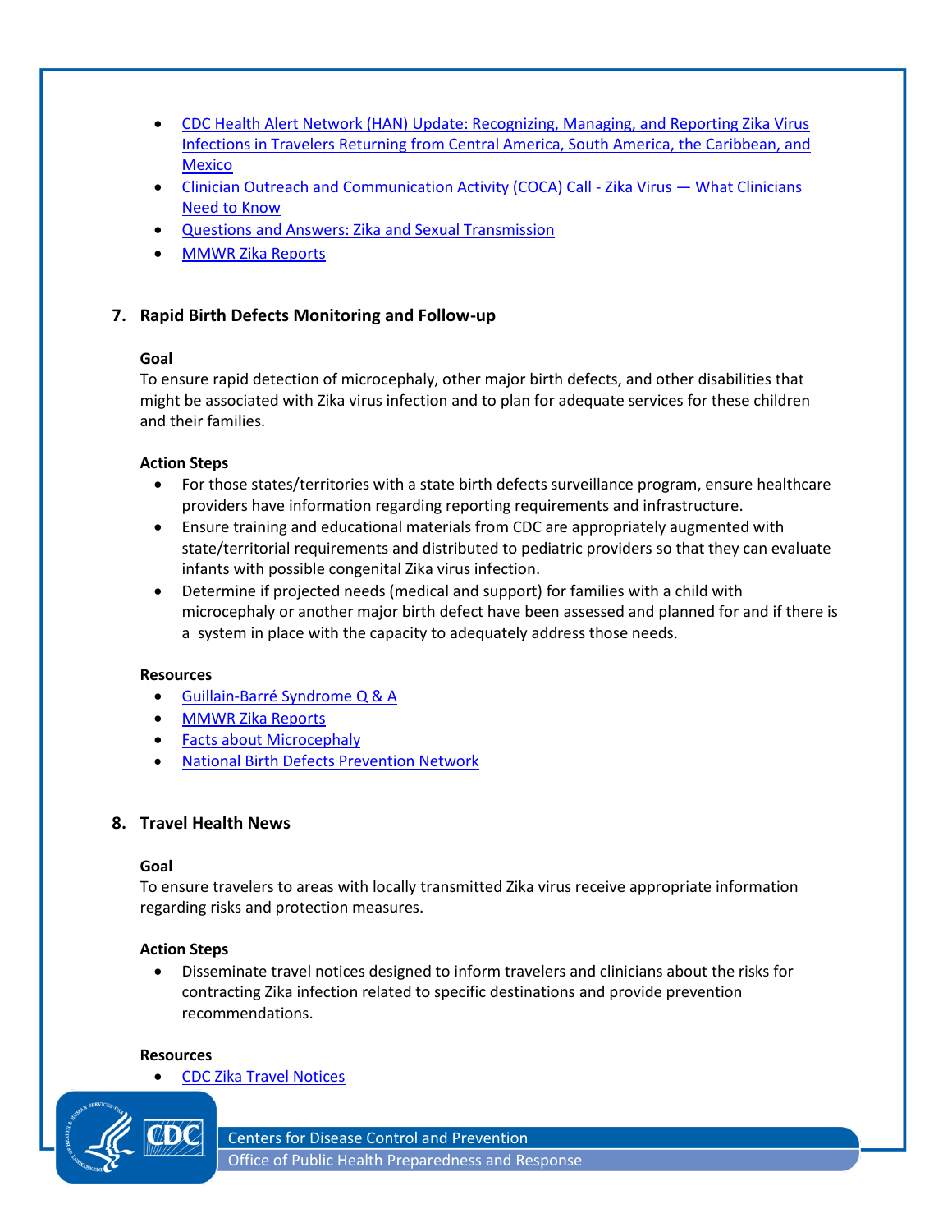- CDC Health Alert Network (HAN) Update: Recognizing, Managing, and Reporting Zika Virus Infections in Travelers Returning from Central America, South America, the Caribbean, and Mexico
- Clinician Outreach and Communication Activity (COCA) Call - Zika Virus — What Clinicians Need to Know
- Questions and Answers: Zika and Sexual Transmission
- MMWR Zika Reports

## 7. Rapid Birth Defects Monitoring and Follow-up

**Goal**

To ensure rapid detection of microcephaly, other major birth defects, and other disabilities that might be associated with Zika virus infection and to plan for adequate services for these children and their families.

**Action Steps**

- For those states/territories with a state birth defects surveillance program, ensure healthcare providers have information regarding reporting requirements and infrastructure.
- Ensure training and educational materials from CDC are appropriately augmented with state/territorial requirements and distributed to pediatric providers so that they can evaluate infants with possible congenital Zika virus infection.
- Determine if projected needs (medical and support) for families with a child with microcephaly or another major birth defect have been assessed and planned for and if there is a system in place with the capacity to adequately address those needs.

**Resources**

- Guillain-Barré Syndrome Q & A
- MMWR Zika Reports
- Facts about Microcephaly
- National Birth Defects Prevention Network

## 8. Travel Health News

**Goal**

To ensure travelers to areas with locally transmitted Zika virus receive appropriate information regarding risks and protection measures.

**Action Steps**

- Disseminate travel notices designed to inform travelers and clinicians about the risks for contracting Zika infection related to specific destinations and provide prevention recommendations.

**Resources**

- CDC Zika Travel Notices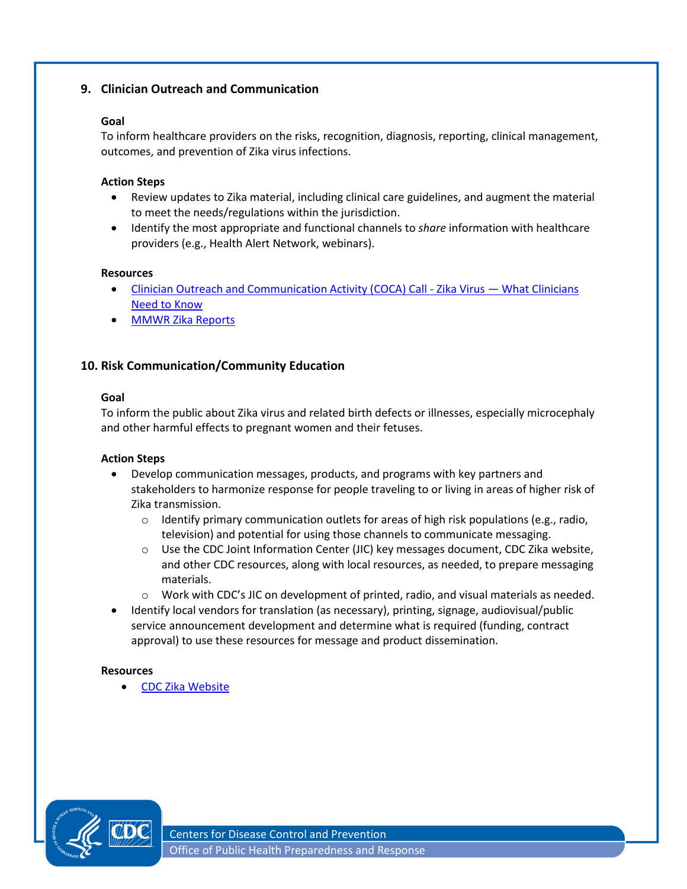## 9. Clinician Outreach and Communication

**Goal**

To inform healthcare providers on the risks, recognition, diagnosis, reporting, clinical management, outcomes, and prevention of Zika virus infections.

**Action Steps**

- Review updates to Zika material, including clinical care guidelines, and augment the material to meet the needs/regulations within the jurisdiction.
- Identify the most appropriate and functional channels to *share* information with healthcare providers (e.g., Health Alert Network, webinars).

**Resources**

- Clinician Outreach and Communication Activity (COCA) Call - Zika Virus — What Clinicians Need to Know
- MMWR Zika Reports

## 10. Risk Communication/Community Education

**Goal**

To inform the public about Zika virus and related birth defects or illnesses, especially microcephaly and other harmful effects to pregnant women and their fetuses.

**Action Steps**

- Develop communication messages, products, and programs with key partners and stakeholders to harmonize response for people traveling to or living in areas of higher risk of Zika transmission.
  - Identify primary communication outlets for areas of high risk populations (e.g., radio, television) and potential for using those channels to communicate messaging.
  - Use the CDC Joint Information Center (JIC) key messages document, CDC Zika website, and other CDC resources, along with local resources, as needed, to prepare messaging materials.
  - Work with CDC's JIC on development of printed, radio, and visual materials as needed.
- Identify local vendors for translation (as necessary), printing, signage, audiovisual/public service announcement development and determine what is required (funding, contract approval) to use these resources for message and product dissemination.

**Resources**

- CDC Zika Website